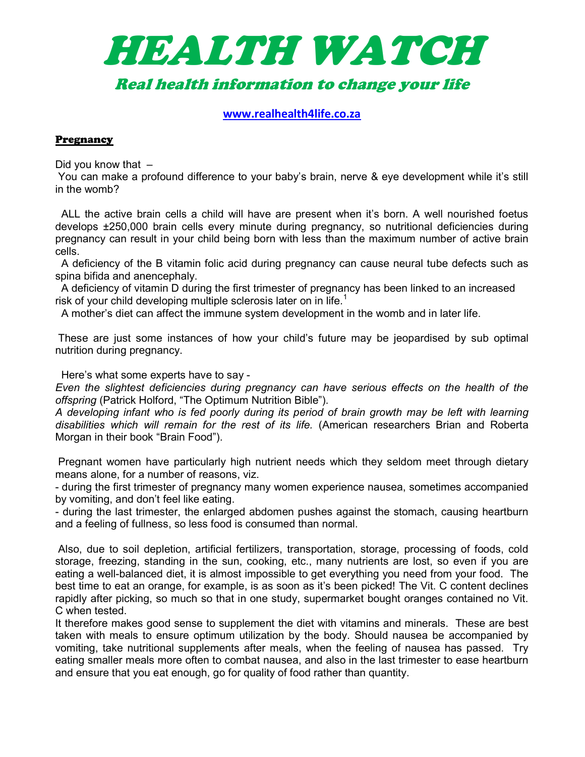# HEALTH WATCH

## Real health information to change your life

www.realhealth4life.co.za

### Pregnancy

Did you know that –

You can make a profound difference to your baby's brain, nerve & eye development while it's still in the womb?

ALL the active brain cells a child will have are present when it's born. A well nourished foetus develops ±250,000 brain cells every minute during pregnancy, so nutritional deficiencies during pregnancy can result in your child being born with less than the maximum number of active brain cells.

A deficiency of the B vitamin folic acid during pregnancy can cause neural tube defects such as spina bifida and anencephaly.

A deficiency of vitamin D during the first trimester of pregnancy has been linked to an increased risk of your child developing multiple sclerosis later on in life.[1]

A mother's diet can affect the immune system development in the womb and in later life.

These are just some instances of how your child's future may be jeopardised by sub optimal nutrition during pregnancy.

Here's what some experts have to say -

*Even the slightest deficiencies during pregnancy can have serious effects on the health of the offspring* (Patrick Holford, "The Optimum Nutrition Bible").

*A developing infant who is fed poorly during its period of brain growth may be left with learning disabilities which will remain for the rest of its life.* (American researchers Brian and Roberta Morgan in their book "Brain Food").

Pregnant women have particularly high nutrient needs which they seldom meet through dietary means alone, for a number of reasons, viz.

- during the first trimester of pregnancy many women experience nausea, sometimes accompanied by vomiting, and don't feel like eating.
- during the last trimester, the enlarged abdomen pushes against the stomach, causing heartburn and a feeling of fullness, so less food is consumed than normal.

Also, due to soil depletion, artificial fertilizers, transportation, storage, processing of foods, cold storage, freezing, standing in the sun, cooking, etc., many nutrients are lost, so even if you are eating a well-balanced diet, it is almost impossible to get everything you need from your food. The best time to eat an orange, for example, is as soon as it's been picked! The Vit. C content declines rapidly after picking, so much so that in one study, supermarket bought oranges contained no Vit. C when tested.

It therefore makes good sense to supplement the diet with vitamins and minerals. These are best taken with meals to ensure optimum utilization by the body. Should nausea be accompanied by vomiting, take nutritional supplements after meals, when the feeling of nausea has passed. Try eating smaller meals more often to combat nausea, and also in the last trimester to ease heartburn and ensure that you eat enough, go for quality of food rather than quantity.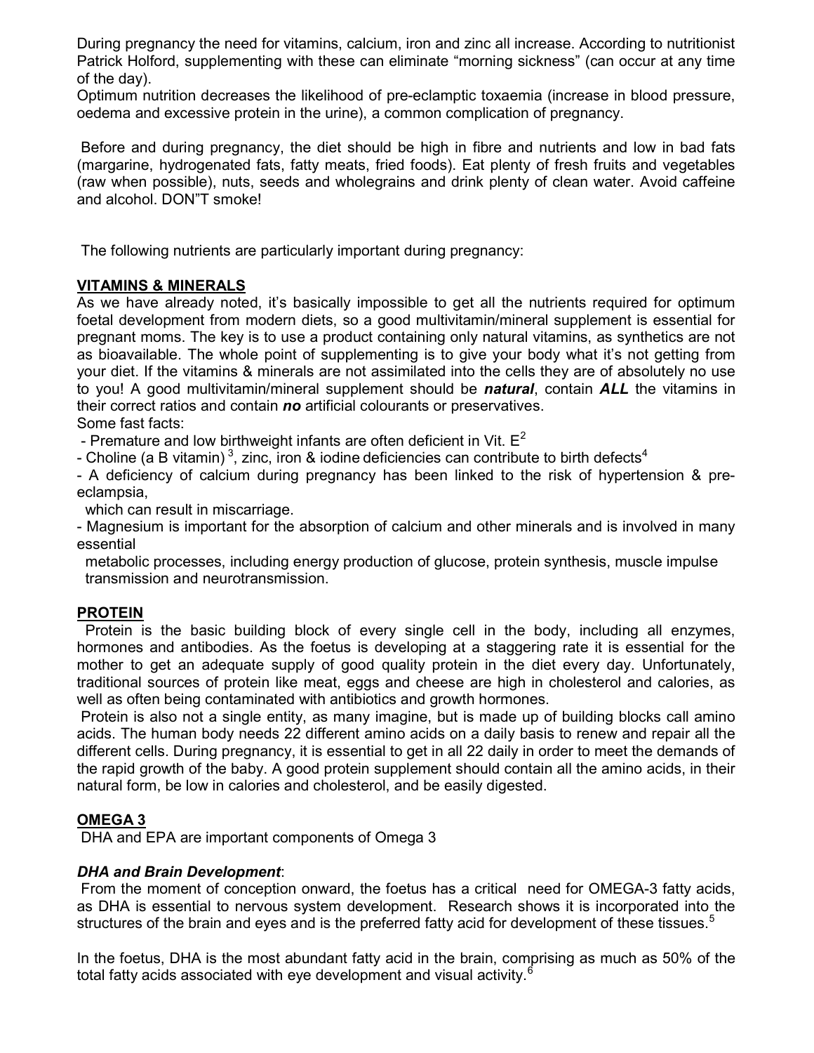During pregnancy the need for vitamins, calcium, iron and zinc all increase. According to nutritionist Patrick Holford, supplementing with these can eliminate "morning sickness" (can occur at any time of the day).
Optimum nutrition decreases the likelihood of pre-eclamptic toxaemia (increase in blood pressure, oedema and excessive protein in the urine), a common complication of pregnancy.

Before and during pregnancy, the diet should be high in fibre and nutrients and low in bad fats (margarine, hydrogenated fats, fatty meats, fried foods). Eat plenty of fresh fruits and vegetables (raw when possible), nuts, seeds and wholegrains and drink plenty of clean water. Avoid caffeine and alcohol. DON"T smoke!

The following nutrients are particularly important during pregnancy:

## VITAMINS & MINERALS

As we have already noted, it's basically impossible to get all the nutrients required for optimum foetal development from modern diets, so a good multivitamin/mineral supplement is essential for pregnant moms. The key is to use a product containing only natural vitamins, as synthetics are not as bioavailable. The whole point of supplementing is to give your body what it's not getting from your diet. If the vitamins & minerals are not assimilated into the cells they are of absolutely no use to you! A good multivitamin/mineral supplement should be ***natural***, contain ***ALL*** the vitamins in their correct ratios and contain ***no*** artificial colourants or preservatives.
Some fast facts:

- Premature and low birthweight infants are often deficient in Vit. E[2]
- Choline (a B vitamin)[3], zinc, iron & iodine deficiencies can contribute to birth defects[4]
- A deficiency of calcium during pregnancy has been linked to the risk of hypertension & pre-eclampsia, which can result in miscarriage.
- Magnesium is important for the absorption of calcium and other minerals and is involved in many essential metabolic processes, including energy production of glucose, protein synthesis, muscle impulse transmission and neurotransmission.

## PROTEIN

Protein is the basic building block of every single cell in the body, including all enzymes, hormones and antibodies. As the foetus is developing at a staggering rate it is essential for the mother to get an adequate supply of good quality protein in the diet every day. Unfortunately, traditional sources of protein like meat, eggs and cheese are high in cholesterol and calories, as well as often being contaminated with antibiotics and growth hormones.
Protein is also not a single entity, as many imagine, but is made up of building blocks call amino acids. The human body needs 22 different amino acids on a daily basis to renew and repair all the different cells. During pregnancy, it is essential to get in all 22 daily in order to meet the demands of the rapid growth of the baby. A good protein supplement should contain all the amino acids, in their natural form, be low in calories and cholesterol, and be easily digested.

## OMEGA 3

DHA and EPA are important components of Omega 3

***DHA and Brain Development***:
From the moment of conception onward, the foetus has a critical need for OMEGA-3 fatty acids, as DHA is essential to nervous system development. Research shows it is incorporated into the structures of the brain and eyes and is the preferred fatty acid for development of these tissues.[5]

In the foetus, DHA is the most abundant fatty acid in the brain, comprising as much as 50% of the total fatty acids associated with eye development and visual activity.[6]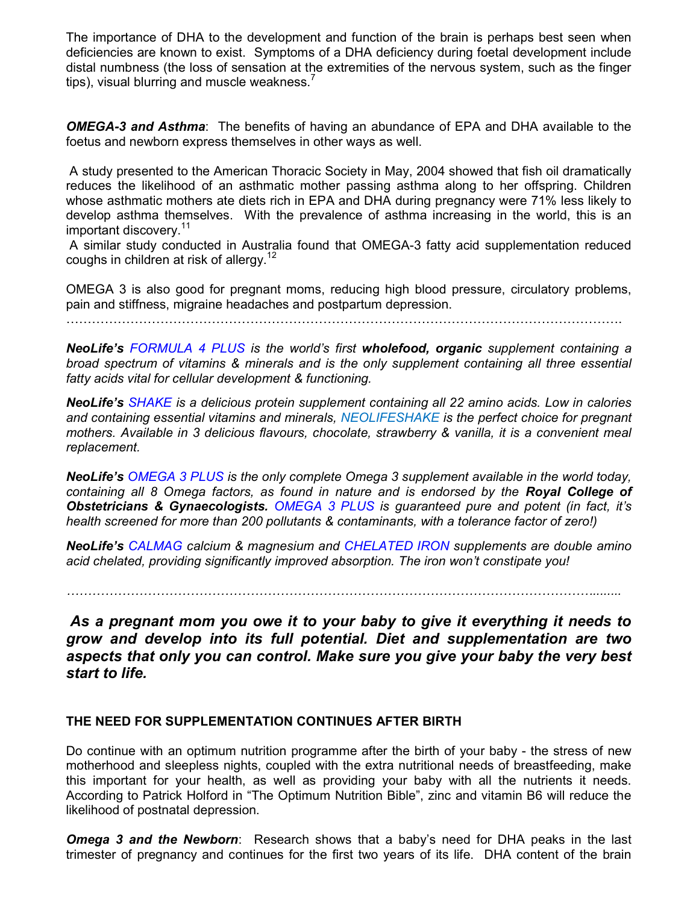The importance of DHA to the development and function of the brain is perhaps best seen when deficiencies are known to exist. Symptoms of a DHA deficiency during foetal development include distal numbness (the loss of sensation at the extremities of the nervous system, such as the finger tips), visual blurring and muscle weakness.[7]

***OMEGA-3 and Asthma***: The benefits of having an abundance of EPA and DHA available to the foetus and newborn express themselves in other ways as well.

A study presented to the American Thoracic Society in May, 2004 showed that fish oil dramatically reduces the likelihood of an asthmatic mother passing asthma along to her offspring. Children whose asthmatic mothers ate diets rich in EPA and DHA during pregnancy were 71% less likely to develop asthma themselves. With the prevalence of asthma increasing in the world, this is an important discovery.[11]

A similar study conducted in Australia found that OMEGA-3 fatty acid supplementation reduced coughs in children at risk of allergy.[12]

OMEGA 3 is also good for pregnant moms, reducing high blood pressure, circulatory problems, pain and stiffness, migraine headaches and postpartum depression.

…………………………………………………………………………………………………………………….

***NeoLife's** FORMULA 4 PLUS is the world's first **wholefood, organic** supplement containing a broad spectrum of vitamins & minerals and is the only supplement containing all three essential fatty acids vital for cellular development & functioning.*

***NeoLife's** SHAKE is a delicious protein supplement containing all 22 amino acids. Low in calories and containing essential vitamins and minerals, NEOLIFESHAKE is the perfect choice for pregnant mothers. Available in 3 delicious flavours, chocolate, strawberry & vanilla, it is a convenient meal replacement.*

***NeoLife's** OMEGA 3 PLUS is the only complete Omega 3 supplement available in the world today, containing all 8 Omega factors, as found in nature and is endorsed by the **Royal College of Obstetricians & Gynaecologists.** OMEGA 3 PLUS is guaranteed pure and potent (in fact, it's health screened for more than 200 pollutants & contaminants, with a tolerance factor of zero!)*

***NeoLife's** CALMAG calcium & magnesium and CHELATED IRON supplements are double amino acid chelated, providing significantly improved absorption. The iron won't constipate you!*

……………………………………………………………………………………………………………........

***As a pregnant mom you owe it to your baby to give it everything it needs to grow and develop into its full potential. Diet and supplementation are two aspects that only you can control. Make sure you give your baby the very best start to life.***

**THE NEED FOR SUPPLEMENTATION CONTINUES AFTER BIRTH**

Do continue with an optimum nutrition programme after the birth of your baby - the stress of new motherhood and sleepless nights, coupled with the extra nutritional needs of breastfeeding, make this important for your health, as well as providing your baby with all the nutrients it needs. According to Patrick Holford in "The Optimum Nutrition Bible", zinc and vitamin B6 will reduce the likelihood of postnatal depression.

***Omega 3 and the Newborn***: Research shows that a baby's need for DHA peaks in the last trimester of pregnancy and continues for the first two years of its life. DHA content of the brain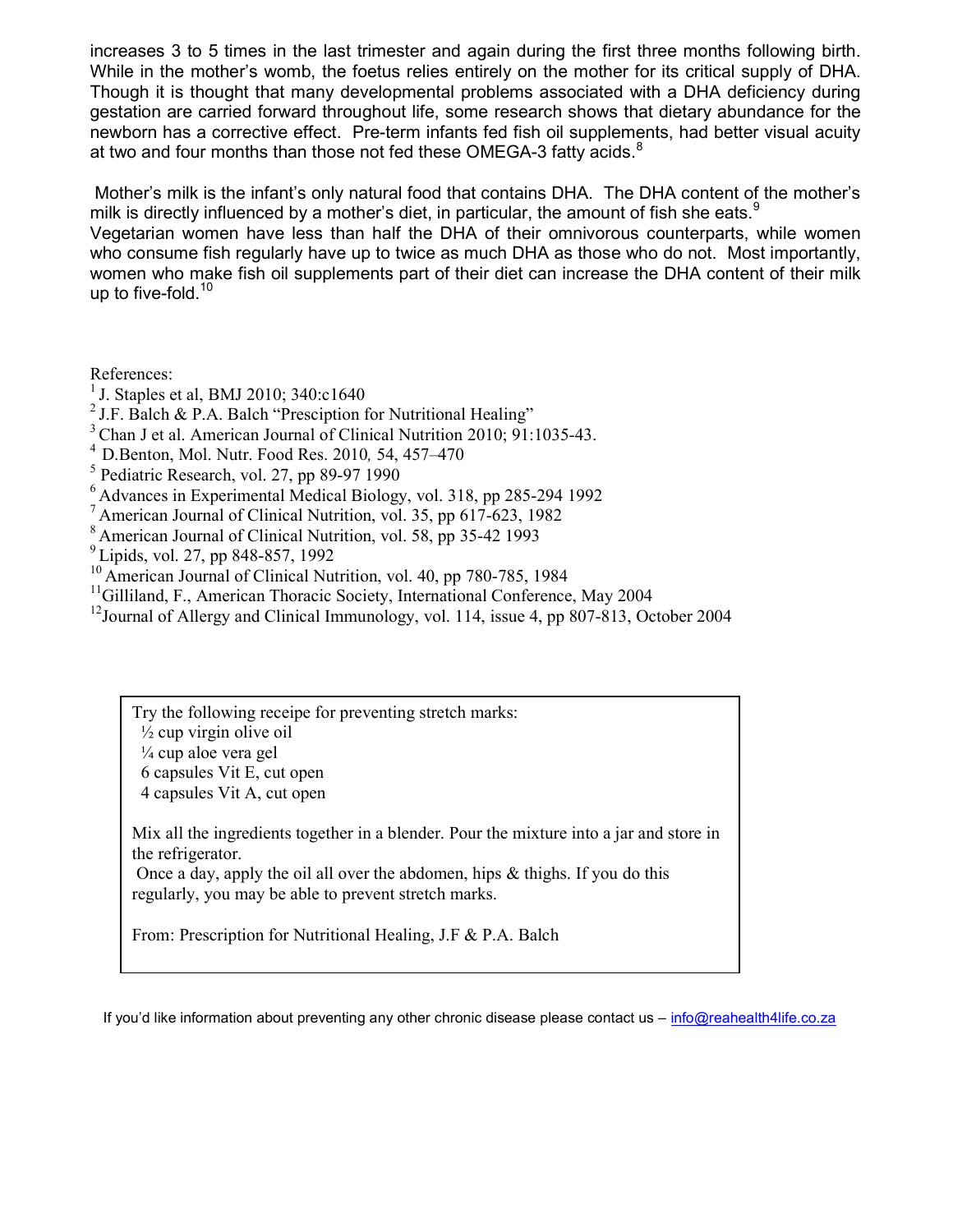increases 3 to 5 times in the last trimester and again during the first three months following birth. While in the mother's womb, the foetus relies entirely on the mother for its critical supply of DHA. Though it is thought that many developmental problems associated with a DHA deficiency during gestation are carried forward throughout life, some research shows that dietary abundance for the newborn has a corrective effect. Pre-term infants fed fish oil supplements, had better visual acuity at two and four months than those not fed these OMEGA-3 fatty acids.[8]

Mother's milk is the infant's only natural food that contains DHA. The DHA content of the mother's milk is directly influenced by a mother's diet, in particular, the amount of fish she eats.[9]
Vegetarian women have less than half the DHA of their omnivorous counterparts, while women who consume fish regularly have up to twice as much DHA as those who do not. Most importantly, women who make fish oil supplements part of their diet can increase the DHA content of their milk up to five-fold.[10]

References:

[1] J. Staples et al, BMJ 2010; 340:c1640
[2] J.F. Balch & P.A. Balch "Presciption for Nutritional Healing"
[3] Chan J et al. American Journal of Clinical Nutrition 2010; 91:1035-43.
[4] D.Benton, Mol. Nutr. Food Res. 2010*,* 54, 457–470
[5] Pediatric Research, vol. 27, pp 89-97 1990
[6] Advances in Experimental Medical Biology, vol. 318, pp 285-294 1992
[7] American Journal of Clinical Nutrition, vol. 35, pp 617-623, 1982
[8] American Journal of Clinical Nutrition, vol. 58, pp 35-42 1993
[9] Lipids, vol. 27, pp 848-857, 1992
[10] American Journal of Clinical Nutrition, vol. 40, pp 780-785, 1984
[11] Gilliland, F., American Thoracic Society, International Conference, May 2004
[12] Journal of Allergy and Clinical Immunology, vol. 114, issue 4, pp 807-813, October 2004

Try the following receipe for preventing stretch marks:

- ½ cup virgin olive oil
- ¼ cup aloe vera gel
- 6 capsules Vit E, cut open
- 4 capsules Vit A, cut open

Mix all the ingredients together in a blender. Pour the mixture into a jar and store in the refrigerator.

Once a day, apply the oil all over the abdomen, hips & thighs. If you do this regularly, you may be able to prevent stretch marks.

From: Prescription for Nutritional Healing, J.F & P.A. Balch

If you'd like information about preventing any other chronic disease please contact us – info@reahealth4life.co.za